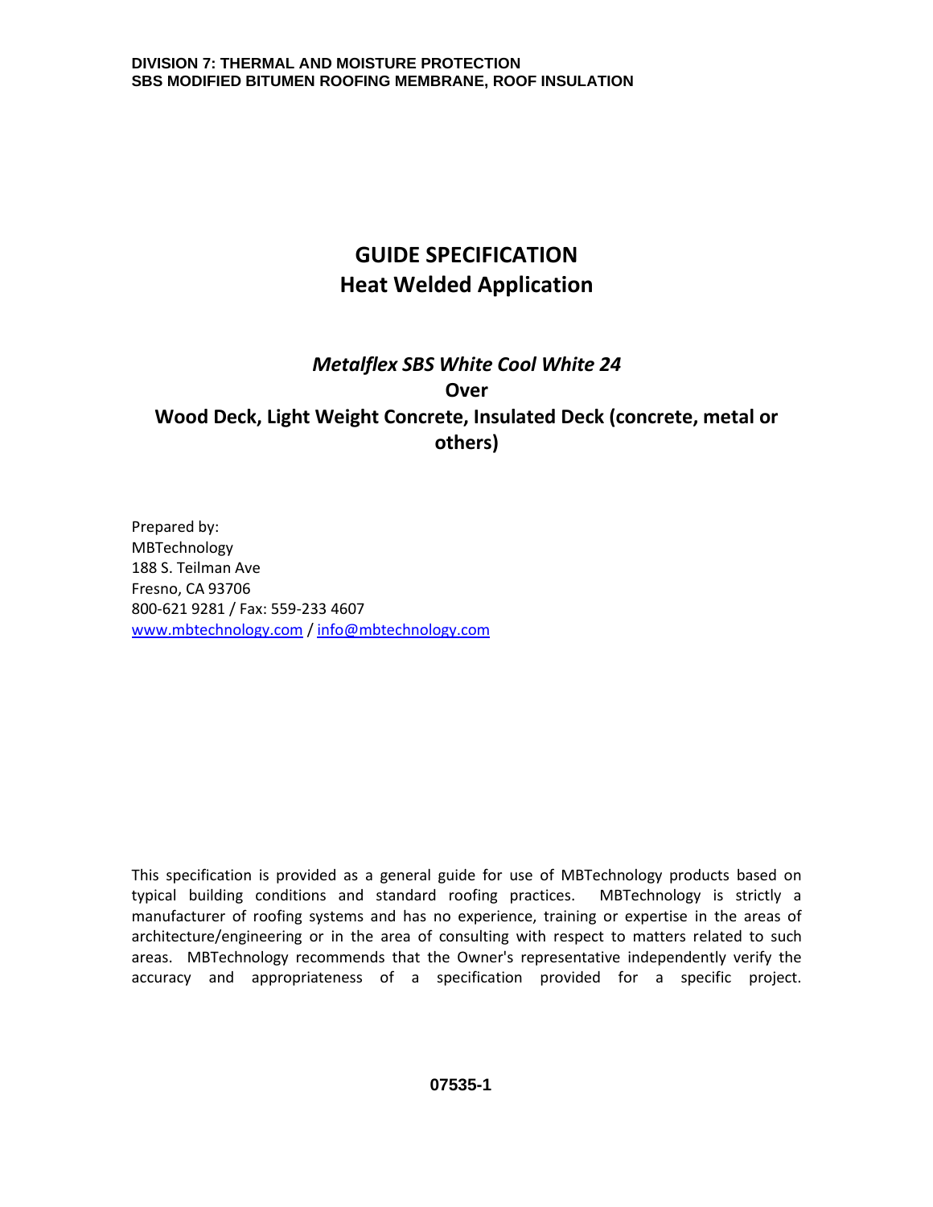**DIVISION 7: THERMAL AND MOISTURE PROTECTION**
**SBS MODIFIED BITUMEN ROOFING MEMBRANE, ROOF INSULATION**

# GUIDE SPECIFICATION
# Heat Welded Application

## *Metalflex SBS White Cool White 24*
## Over
## Wood Deck, Light Weight Concrete, Insulated Deck (concrete, metal or others)

Prepared by:
MBTechnology
188 S. Teilman Ave
Fresno, CA 93706
800-621 9281 / Fax: 559-233 4607
www.mbtechnology.com / info@mbtechnology.com

This specification is provided as a general guide for use of MBTechnology products based on typical building conditions and standard roofing practices. MBTechnology is strictly a manufacturer of roofing systems and has no experience, training or expertise in the areas of architecture/engineering or in the area of consulting with respect to matters related to such areas. MBTechnology recommends that the Owner's representative independently verify the accuracy and appropriateness of a specification provided for a specific project.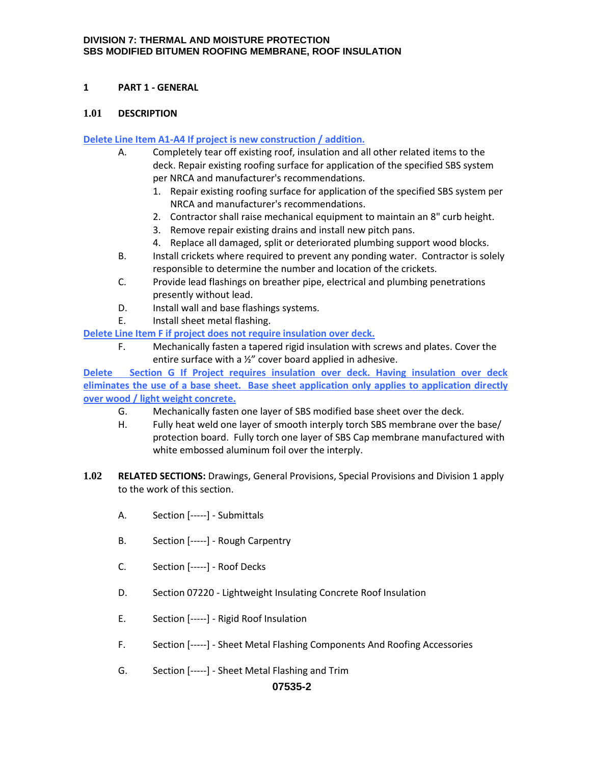**DIVISION 7: THERMAL AND MOISTURE PROTECTION**
**SBS MODIFIED BITUMEN ROOFING MEMBRANE, ROOF INSULATION**

# 1 PART 1 - GENERAL

## 1.01 DESCRIPTION

**Delete Line Item A1-A4 If project is new construction / addition.**

A. Completely tear off existing roof, insulation and all other related items to the deck. Repair existing roofing surface for application of the specified SBS system per NRCA and manufacturer's recommendations.
   1. Repair existing roofing surface for application of the specified SBS system per NRCA and manufacturer's recommendations.
   2. Contractor shall raise mechanical equipment to maintain an 8" curb height.
   3. Remove repair existing drains and install new pitch pans.
   4. Replace all damaged, split or deteriorated plumbing support wood blocks.

B. Install crickets where required to prevent any ponding water. Contractor is solely responsible to determine the number and location of the crickets.

C. Provide lead flashings on breather pipe, electrical and plumbing penetrations presently without lead.

D. Install wall and base flashings systems.

E. Install sheet metal flashing.

**Delete Line Item F if project does not require insulation over deck.**

F. Mechanically fasten a tapered rigid insulation with screws and plates. Cover the entire surface with a ½" cover board applied in adhesive.

**Delete Section G If Project requires insulation over deck. Having insulation over deck eliminates the use of a base sheet. Base sheet application only applies to application directly over wood / light weight concrete.**

G. Mechanically fasten one layer of SBS modified base sheet over the deck.

H. Fully heat weld one layer of smooth interply torch SBS membrane over the base/ protection board. Fully torch one layer of SBS Cap membrane manufactured with white embossed aluminum foil over the interply.

## 1.02 RELATED SECTIONS:

Drawings, General Provisions, Special Provisions and Division 1 apply to the work of this section.

A. Section [-----] - Submittals

B. Section [-----] - Rough Carpentry

C. Section [-----] - Roof Decks

D. Section 07220 - Lightweight Insulating Concrete Roof Insulation

E. Section [-----] - Rigid Roof Insulation

F. Section [-----] - Sheet Metal Flashing Components And Roofing Accessories

G. Section [-----] - Sheet Metal Flashing and Trim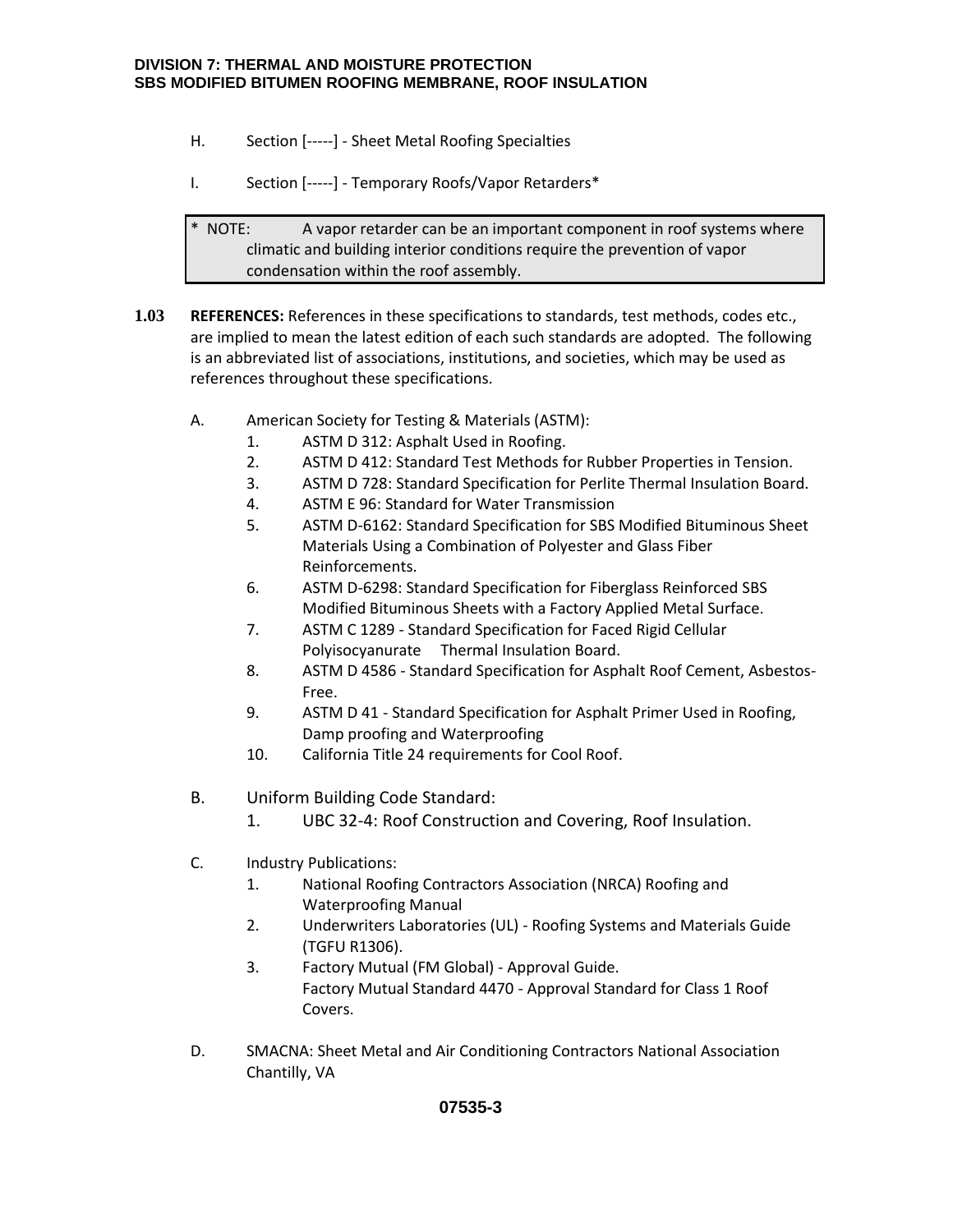H. Section [-----] - Sheet Metal Roofing Specialties

I. Section [-----] - Temporary Roofs/Vapor Retarders*

> * NOTE: A vapor retarder can be an important component in roof systems where climatic and building interior conditions require the prevention of vapor condensation within the roof assembly.

**1.03 REFERENCES:** References in these specifications to standards, test methods, codes etc., are implied to mean the latest edition of each such standards are adopted. The following is an abbreviated list of associations, institutions, and societies, which may be used as references throughout these specifications.

A. American Society for Testing & Materials (ASTM):

1. ASTM D 312: Asphalt Used in Roofing.
2. ASTM D 412: Standard Test Methods for Rubber Properties in Tension.
3. ASTM D 728: Standard Specification for Perlite Thermal Insulation Board.
4. ASTM E 96: Standard for Water Transmission
5. ASTM D-6162: Standard Specification for SBS Modified Bituminous Sheet Materials Using a Combination of Polyester and Glass Fiber Reinforcements.
6. ASTM D-6298: Standard Specification for Fiberglass Reinforced SBS Modified Bituminous Sheets with a Factory Applied Metal Surface.
7. ASTM C 1289 - Standard Specification for Faced Rigid Cellular Polyisocyanurate Thermal Insulation Board.
8. ASTM D 4586 - Standard Specification for Asphalt Roof Cement, Asbestos-Free.
9. ASTM D 41 - Standard Specification for Asphalt Primer Used in Roofing, Damp proofing and Waterproofing
10. California Title 24 requirements for Cool Roof.

B. Uniform Building Code Standard:

1. UBC 32-4: Roof Construction and Covering, Roof Insulation.

C. Industry Publications:

1. National Roofing Contractors Association (NRCA) Roofing and Waterproofing Manual
2. Underwriters Laboratories (UL) - Roofing Systems and Materials Guide (TGFU R1306).
3. Factory Mutual (FM Global) - Approval Guide.
   Factory Mutual Standard 4470 - Approval Standard for Class 1 Roof Covers.

D. SMACNA: Sheet Metal and Air Conditioning Contractors National Association Chantilly, VA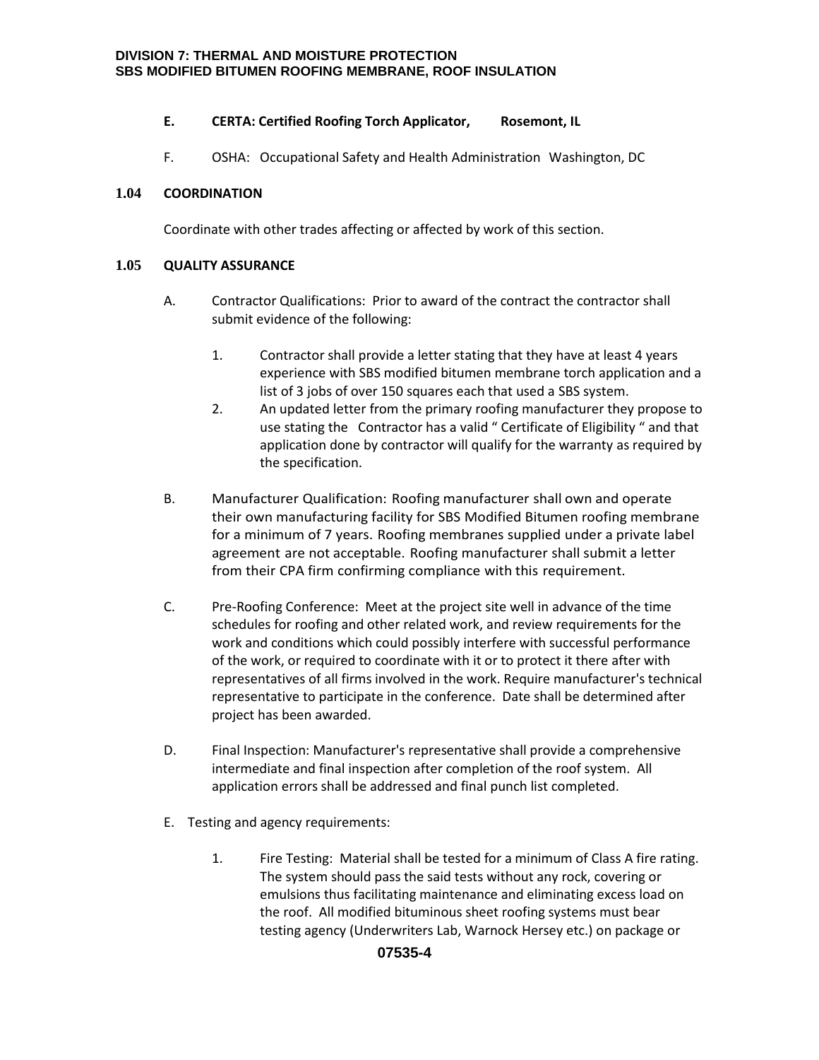**E. CERTA: Certified Roofing Torch Applicator, Rosemont, IL**

F. OSHA: Occupational Safety and Health Administration Washington, DC

## 1.04 COORDINATION

Coordinate with other trades affecting or affected by work of this section.

## 1.05 QUALITY ASSURANCE

A. Contractor Qualifications: Prior to award of the contract the contractor shall submit evidence of the following:

1. Contractor shall provide a letter stating that they have at least 4 years experience with SBS modified bitumen membrane torch application and a list of 3 jobs of over 150 squares each that used a SBS system.
2. An updated letter from the primary roofing manufacturer they propose to use stating the Contractor has a valid " Certificate of Eligibility " and that application done by contractor will qualify for the warranty as required by the specification.

B. Manufacturer Qualification: Roofing manufacturer shall own and operate their own manufacturing facility for SBS Modified Bitumen roofing membrane for a minimum of 7 years. Roofing membranes supplied under a private label agreement are not acceptable. Roofing manufacturer shall submit a letter from their CPA firm confirming compliance with this requirement.

C. Pre-Roofing Conference: Meet at the project site well in advance of the time schedules for roofing and other related work, and review requirements for the work and conditions which could possibly interfere with successful performance of the work, or required to coordinate with it or to protect it there after with representatives of all firms involved in the work. Require manufacturer's technical representative to participate in the conference. Date shall be determined after project has been awarded.

D. Final Inspection: Manufacturer's representative shall provide a comprehensive intermediate and final inspection after completion of the roof system. All application errors shall be addressed and final punch list completed.

E. Testing and agency requirements:

1. Fire Testing: Material shall be tested for a minimum of Class A fire rating. The system should pass the said tests without any rock, covering or emulsions thus facilitating maintenance and eliminating excess load on the roof. All modified bituminous sheet roofing systems must bear testing agency (Underwriters Lab, Warnock Hersey etc.) on package or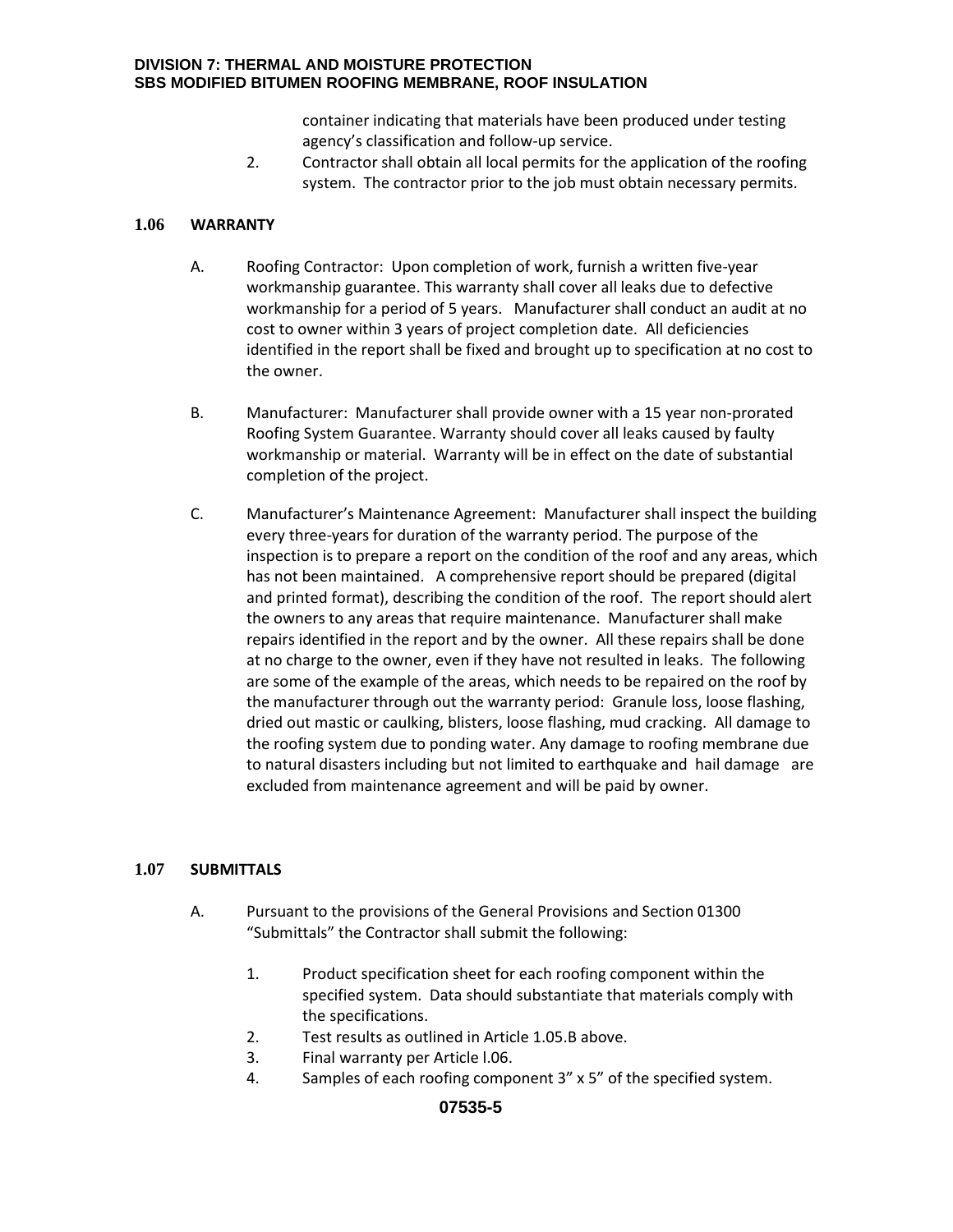container indicating that materials have been produced under testing agency's classification and follow-up service.

2. Contractor shall obtain all local permits for the application of the roofing system. The contractor prior to the job must obtain necessary permits.

## 1.06 WARRANTY

A. Roofing Contractor: Upon completion of work, furnish a written five-year workmanship guarantee. This warranty shall cover all leaks due to defective workmanship for a period of 5 years. Manufacturer shall conduct an audit at no cost to owner within 3 years of project completion date. All deficiencies identified in the report shall be fixed and brought up to specification at no cost to the owner.

B. Manufacturer: Manufacturer shall provide owner with a 15 year non-prorated Roofing System Guarantee. Warranty should cover all leaks caused by faulty workmanship or material. Warranty will be in effect on the date of substantial completion of the project.

C. Manufacturer's Maintenance Agreement: Manufacturer shall inspect the building every three-years for duration of the warranty period. The purpose of the inspection is to prepare a report on the condition of the roof and any areas, which has not been maintained. A comprehensive report should be prepared (digital and printed format), describing the condition of the roof. The report should alert the owners to any areas that require maintenance. Manufacturer shall make repairs identified in the report and by the owner. All these repairs shall be done at no charge to the owner, even if they have not resulted in leaks. The following are some of the example of the areas, which needs to be repaired on the roof by the manufacturer through out the warranty period: Granule loss, loose flashing, dried out mastic or caulking, blisters, loose flashing, mud cracking. All damage to the roofing system due to ponding water. Any damage to roofing membrane due to natural disasters including but not limited to earthquake and hail damage are excluded from maintenance agreement and will be paid by owner.

## 1.07 SUBMITTALS

A. Pursuant to the provisions of the General Provisions and Section 01300 "Submittals" the Contractor shall submit the following:

1. Product specification sheet for each roofing component within the specified system. Data should substantiate that materials comply with the specifications.
2. Test results as outlined in Article 1.05.B above.
3. Final warranty per Article l.06.
4. Samples of each roofing component 3" x 5" of the specified system.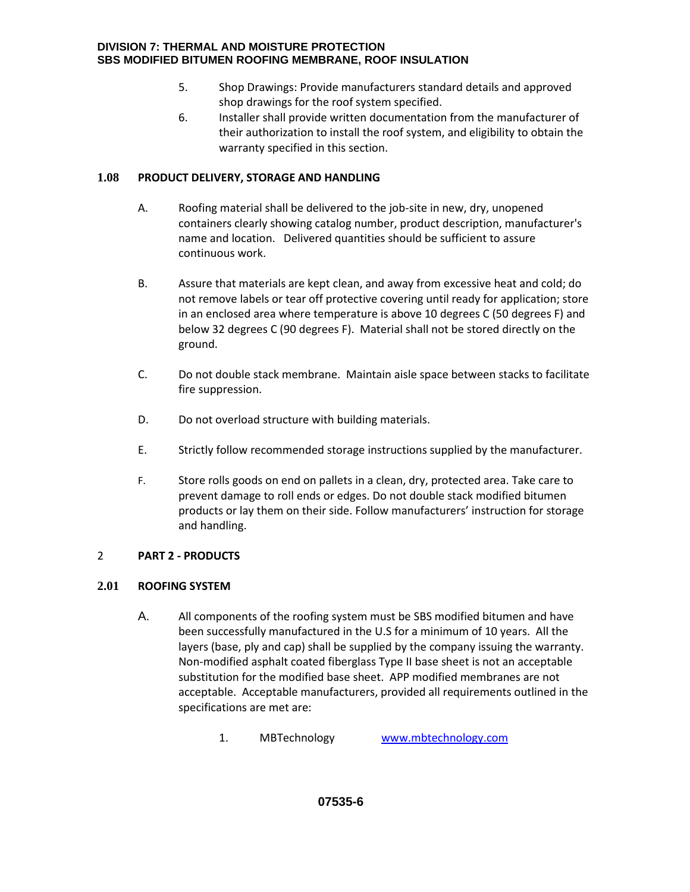5. Shop Drawings: Provide manufacturers standard details and approved shop drawings for the roof system specified.
6. Installer shall provide written documentation from the manufacturer of their authorization to install the roof system, and eligibility to obtain the warranty specified in this section.

## 1.08 PRODUCT DELIVERY, STORAGE AND HANDLING

A. Roofing material shall be delivered to the job-site in new, dry, unopened containers clearly showing catalog number, product description, manufacturer's name and location. Delivered quantities should be sufficient to assure continuous work.

B. Assure that materials are kept clean, and away from excessive heat and cold; do not remove labels or tear off protective covering until ready for application; store in an enclosed area where temperature is above 10 degrees C (50 degrees F) and below 32 degrees C (90 degrees F). Material shall not be stored directly on the ground.

C. Do not double stack membrane. Maintain aisle space between stacks to facilitate fire suppression.

D. Do not overload structure with building materials.

E. Strictly follow recommended storage instructions supplied by the manufacturer.

F. Store rolls goods on end on pallets in a clean, dry, protected area. Take care to prevent damage to roll ends or edges. Do not double stack modified bitumen products or lay them on their side. Follow manufacturers' instruction for storage and handling.

# 2 PART 2 - PRODUCTS

## 2.01 ROOFING SYSTEM

A. All components of the roofing system must be SBS modified bitumen and have been successfully manufactured in the U.S for a minimum of 10 years. All the layers (base, ply and cap) shall be supplied by the company issuing the warranty. Non-modified asphalt coated fiberglass Type II base sheet is not an acceptable substitution for the modified base sheet. APP modified membranes are not acceptable. Acceptable manufacturers, provided all requirements outlined in the specifications are met are:

1. MBTechnology www.mbtechnology.com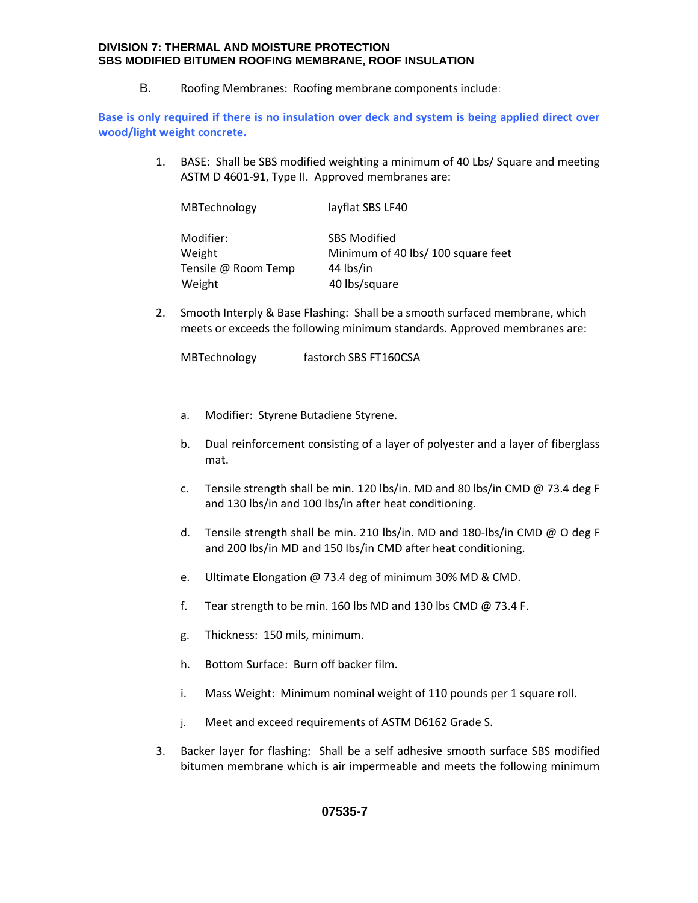B. Roofing Membranes: Roofing membrane components include:

**Base is only required if there is no insulation over deck and system is being applied direct over wood/light weight concrete.**

1. BASE: Shall be SBS modified weighting a minimum of 40 Lbs/ Square and meeting ASTM D 4601-91, Type II. Approved membranes are:

   MBTechnology layflat SBS LF40

   | | |
   |---|---|
   | Modifier: | SBS Modified |
   | Weight | Minimum of 40 lbs/ 100 square feet |
   | Tensile @ Room Temp | 44 lbs/in |
   | Weight | 40 lbs/square |

2. Smooth Interply & Base Flashing: Shall be a smooth surfaced membrane, which meets or exceeds the following minimum standards. Approved membranes are:

   MBTechnology fastorch SBS FT160CSA

   a. Modifier: Styrene Butadiene Styrene.

   b. Dual reinforcement consisting of a layer of polyester and a layer of fiberglass mat.

   c. Tensile strength shall be min. 120 lbs/in. MD and 80 lbs/in CMD @ 73.4 deg F and 130 lbs/in and 100 lbs/in after heat conditioning.

   d. Tensile strength shall be min. 210 lbs/in. MD and 180-lbs/in CMD @ O deg F and 200 lbs/in MD and 150 lbs/in CMD after heat conditioning.

   e. Ultimate Elongation @ 73.4 deg of minimum 30% MD & CMD.

   f. Tear strength to be min. 160 lbs MD and 130 lbs CMD @ 73.4 F.

   g. Thickness: 150 mils, minimum.

   h. Bottom Surface: Burn off backer film.

   i. Mass Weight: Minimum nominal weight of 110 pounds per 1 square roll.

   j. Meet and exceed requirements of ASTM D6162 Grade S.

3. Backer layer for flashing: Shall be a self adhesive smooth surface SBS modified bitumen membrane which is air impermeable and meets the following minimum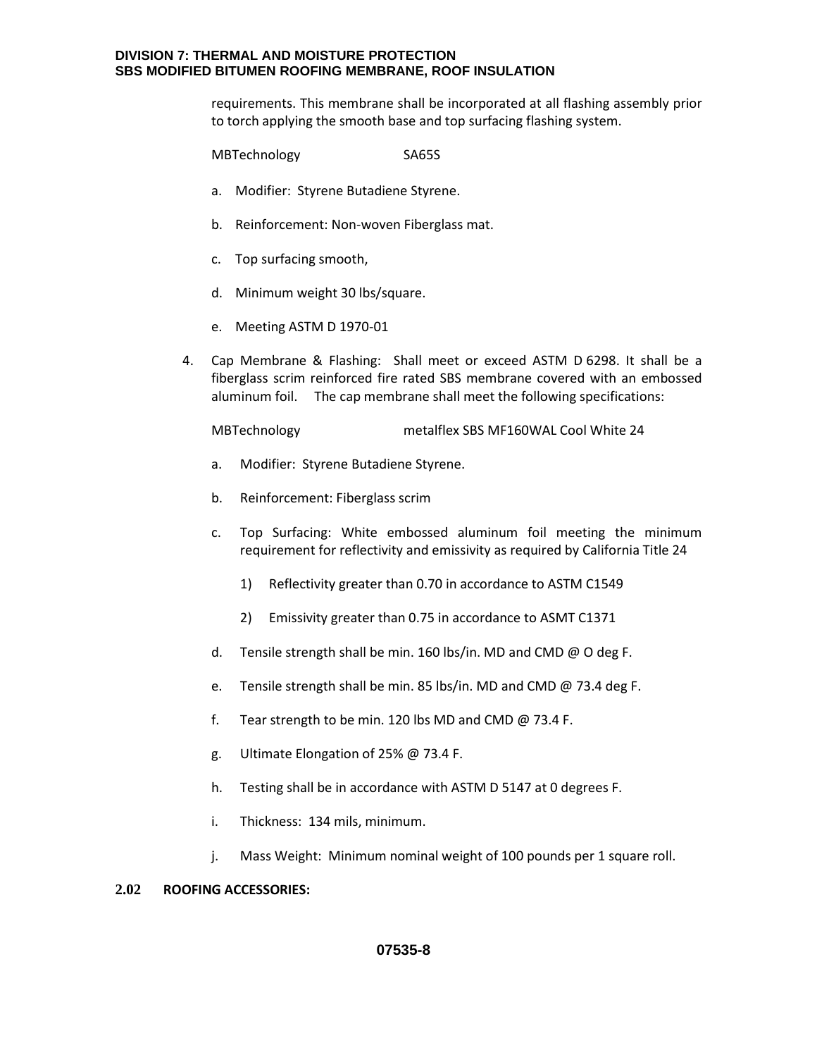requirements. This membrane shall be incorporated at all flashing assembly prior to torch applying the smooth base and top surfacing flashing system.

MBTechnology SA65S

a. Modifier: Styrene Butadiene Styrene.

b. Reinforcement: Non-woven Fiberglass mat.

c. Top surfacing smooth,

d. Minimum weight 30 lbs/square.

e. Meeting ASTM D 1970-01

4. Cap Membrane & Flashing: Shall meet or exceed ASTM D 6298. It shall be a fiberglass scrim reinforced fire rated SBS membrane covered with an embossed aluminum foil. The cap membrane shall meet the following specifications:

   MBTechnology metalflex SBS MF160WAL Cool White 24

   a. Modifier: Styrene Butadiene Styrene.

   b. Reinforcement: Fiberglass scrim

   c. Top Surfacing: White embossed aluminum foil meeting the minimum requirement for reflectivity and emissivity as required by California Title 24

      1) Reflectivity greater than 0.70 in accordance to ASTM C1549

      2) Emissivity greater than 0.75 in accordance to ASMT C1371

   d. Tensile strength shall be min. 160 lbs/in. MD and CMD @ O deg F.

   e. Tensile strength shall be min. 85 lbs/in. MD and CMD @ 73.4 deg F.

   f. Tear strength to be min. 120 lbs MD and CMD @ 73.4 F.

   g. Ultimate Elongation of 25% @ 73.4 F.

   h. Testing shall be in accordance with ASTM D 5147 at 0 degrees F.

   i. Thickness: 134 mils, minimum.

   j. Mass Weight: Minimum nominal weight of 100 pounds per 1 square roll.

## 2.02 ROOFING ACCESSORIES: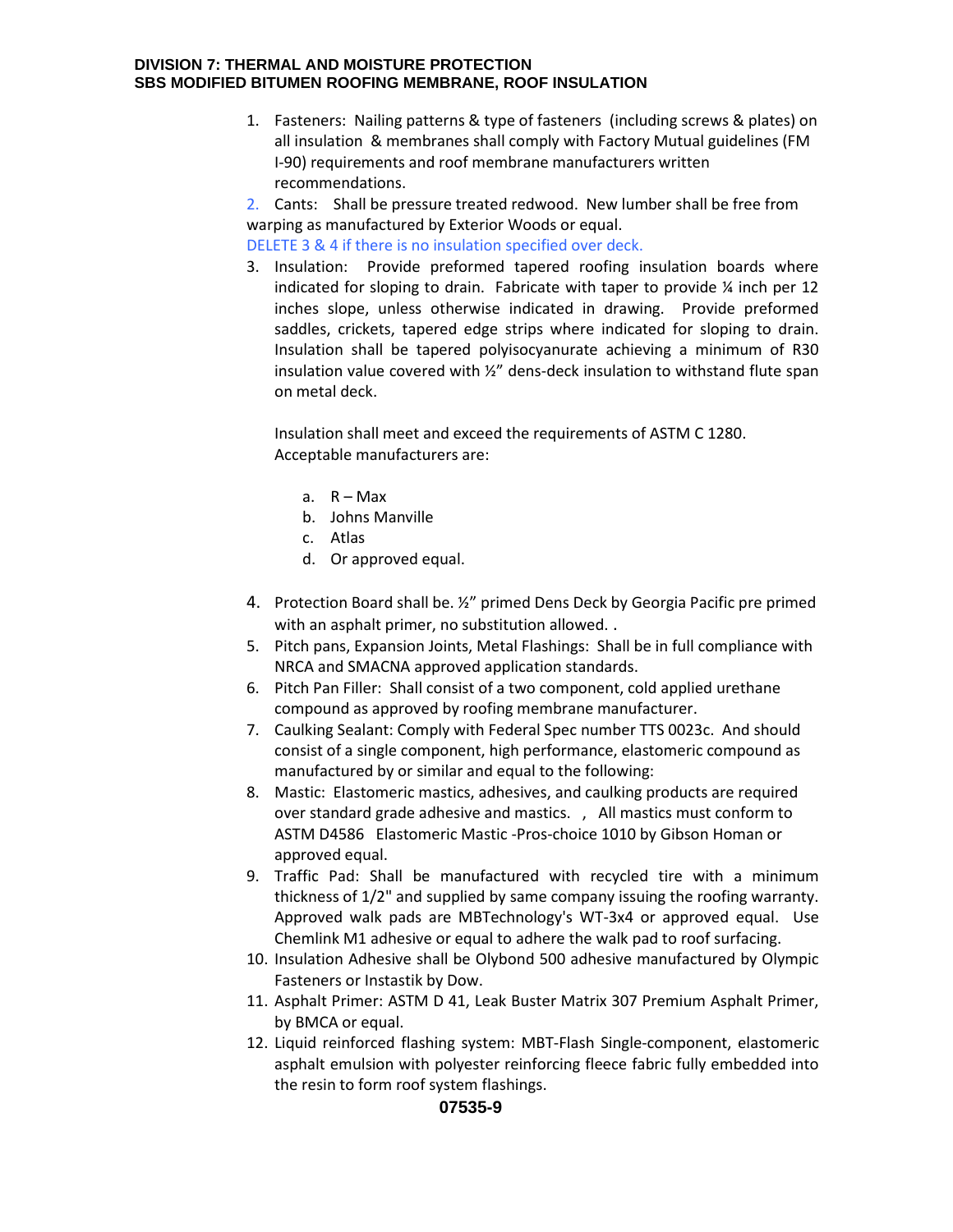1. Fasteners: Nailing patterns & type of fasteners (including screws & plates) on all insulation & membranes shall comply with Factory Mutual guidelines (FM I-90) requirements and roof membrane manufacturers written recommendations.

2. Cants: Shall be pressure treated redwood. New lumber shall be free from warping as manufactured by Exterior Woods or equal.

DELETE 3 & 4 if there is no insulation specified over deck.

3. Insulation: Provide preformed tapered roofing insulation boards where indicated for sloping to drain. Fabricate with taper to provide ¼ inch per 12 inches slope, unless otherwise indicated in drawing. Provide preformed saddles, crickets, tapered edge strips where indicated for sloping to drain. Insulation shall be tapered polyisocyanurate achieving a minimum of R30 insulation value covered with ½" dens-deck insulation to withstand flute span on metal deck.

   Insulation shall meet and exceed the requirements of ASTM C 1280. Acceptable manufacturers are:

   a. R – Max
   b. Johns Manville
   c. Atlas
   d. Or approved equal.

4. Protection Board shall be. ½" primed Dens Deck by Georgia Pacific pre primed with an asphalt primer, no substitution allowed. .
5. Pitch pans, Expansion Joints, Metal Flashings: Shall be in full compliance with NRCA and SMACNA approved application standards.
6. Pitch Pan Filler: Shall consist of a two component, cold applied urethane compound as approved by roofing membrane manufacturer.
7. Caulking Sealant: Comply with Federal Spec number TTS 0023c. And should consist of a single component, high performance, elastomeric compound as manufactured by or similar and equal to the following:
8. Mastic: Elastomeric mastics, adhesives, and caulking products are required over standard grade adhesive and mastics. , All mastics must conform to ASTM D4586 Elastomeric Mastic -Pros-choice 1010 by Gibson Homan or approved equal.
9. Traffic Pad: Shall be manufactured with recycled tire with a minimum thickness of 1/2" and supplied by same company issuing the roofing warranty. Approved walk pads are MBTechnology's WT-3x4 or approved equal. Use Chemlink M1 adhesive or equal to adhere the walk pad to roof surfacing.
10. Insulation Adhesive shall be Olybond 500 adhesive manufactured by Olympic Fasteners or Instastik by Dow.
11. Asphalt Primer: ASTM D 41, Leak Buster Matrix 307 Premium Asphalt Primer, by BMCA or equal.
12. Liquid reinforced flashing system: MBT-Flash Single-component, elastomeric asphalt emulsion with polyester reinforcing fleece fabric fully embedded into the resin to form roof system flashings.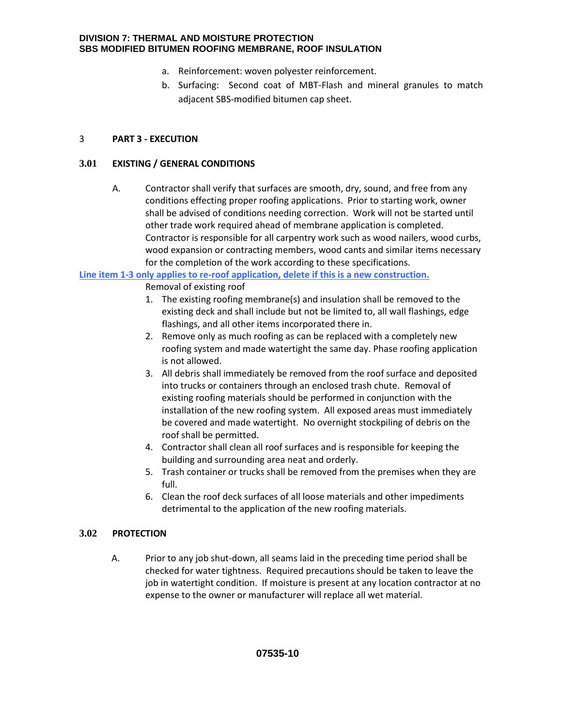a. Reinforcement: woven polyester reinforcement.
b. Surfacing: Second coat of MBT-Flash and mineral granules to match adjacent SBS-modified bitumen cap sheet.

## 3 PART 3 - EXECUTION

### 3.01 EXISTING / GENERAL CONDITIONS

A. Contractor shall verify that surfaces are smooth, dry, sound, and free from any conditions effecting proper roofing applications. Prior to starting work, owner shall be advised of conditions needing correction. Work will not be started until other trade work required ahead of membrane application is completed. Contractor is responsible for all carpentry work such as wood nailers, wood curbs, wood expansion or contracting members, wood cants and similar items necessary for the completion of the work according to these specifications.

**Line item 1-3 only applies to re-roof application, delete if this is a new construction.**

Removal of existing roof

1. The existing roofing membrane(s) and insulation shall be removed to the existing deck and shall include but not be limited to, all wall flashings, edge flashings, and all other items incorporated there in.
2. Remove only as much roofing as can be replaced with a completely new roofing system and made watertight the same day. Phase roofing application is not allowed.
3. All debris shall immediately be removed from the roof surface and deposited into trucks or containers through an enclosed trash chute. Removal of existing roofing materials should be performed in conjunction with the installation of the new roofing system. All exposed areas must immediately be covered and made watertight. No overnight stockpiling of debris on the roof shall be permitted.
4. Contractor shall clean all roof surfaces and is responsible for keeping the building and surrounding area neat and orderly.
5. Trash container or trucks shall be removed from the premises when they are full.
6. Clean the roof deck surfaces of all loose materials and other impediments detrimental to the application of the new roofing materials.

### 3.02 PROTECTION

A. Prior to any job shut-down, all seams laid in the preceding time period shall be checked for water tightness. Required precautions should be taken to leave the job in watertight condition. If moisture is present at any location contractor at no expense to the owner or manufacturer will replace all wet material.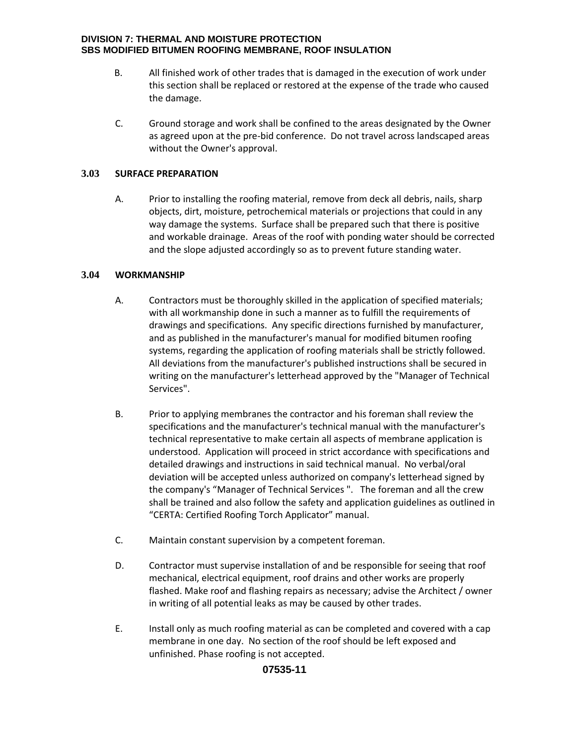B. All finished work of other trades that is damaged in the execution of work under this section shall be replaced or restored at the expense of the trade who caused the damage.

C. Ground storage and work shall be confined to the areas designated by the Owner as agreed upon at the pre-bid conference. Do not travel across landscaped areas without the Owner's approval.

### 3.03 SURFACE PREPARATION

A. Prior to installing the roofing material, remove from deck all debris, nails, sharp objects, dirt, moisture, petrochemical materials or projections that could in any way damage the systems. Surface shall be prepared such that there is positive and workable drainage. Areas of the roof with ponding water should be corrected and the slope adjusted accordingly so as to prevent future standing water.

### 3.04 WORKMANSHIP

A. Contractors must be thoroughly skilled in the application of specified materials; with all workmanship done in such a manner as to fulfill the requirements of drawings and specifications. Any specific directions furnished by manufacturer, and as published in the manufacturer's manual for modified bitumen roofing systems, regarding the application of roofing materials shall be strictly followed. All deviations from the manufacturer's published instructions shall be secured in writing on the manufacturer's letterhead approved by the "Manager of Technical Services".

B. Prior to applying membranes the contractor and his foreman shall review the specifications and the manufacturer's technical manual with the manufacturer's technical representative to make certain all aspects of membrane application is understood. Application will proceed in strict accordance with specifications and detailed drawings and instructions in said technical manual. No verbal/oral deviation will be accepted unless authorized on company's letterhead signed by the company's "Manager of Technical Services ". The foreman and all the crew shall be trained and also follow the safety and application guidelines as outlined in "CERTA: Certified Roofing Torch Applicator" manual.

C. Maintain constant supervision by a competent foreman.

D. Contractor must supervise installation of and be responsible for seeing that roof mechanical, electrical equipment, roof drains and other works are properly flashed. Make roof and flashing repairs as necessary; advise the Architect / owner in writing of all potential leaks as may be caused by other trades.

E. Install only as much roofing material as can be completed and covered with a cap membrane in one day. No section of the roof should be left exposed and unfinished. Phase roofing is not accepted.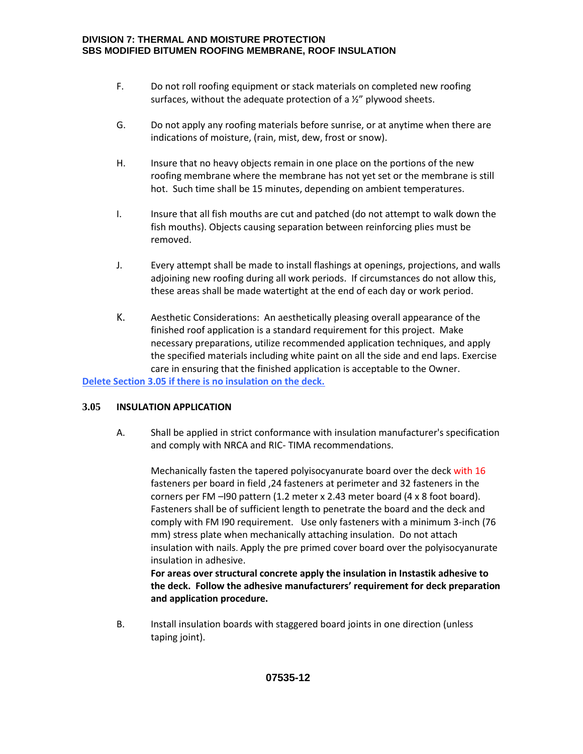F. Do not roll roofing equipment or stack materials on completed new roofing surfaces, without the adequate protection of a ½" plywood sheets.

G. Do not apply any roofing materials before sunrise, or at anytime when there are indications of moisture, (rain, mist, dew, frost or snow).

H. Insure that no heavy objects remain in one place on the portions of the new roofing membrane where the membrane has not yet set or the membrane is still hot. Such time shall be 15 minutes, depending on ambient temperatures.

I. Insure that all fish mouths are cut and patched (do not attempt to walk down the fish mouths). Objects causing separation between reinforcing plies must be removed.

J. Every attempt shall be made to install flashings at openings, projections, and walls adjoining new roofing during all work periods. If circumstances do not allow this, these areas shall be made watertight at the end of each day or work period.

K. Aesthetic Considerations: An aesthetically pleasing overall appearance of the finished roof application is a standard requirement for this project. Make necessary preparations, utilize recommended application techniques, and apply the specified materials including white paint on all the side and end laps. Exercise care in ensuring that the finished application is acceptable to the Owner.

**Delete Section 3.05 if there is no insulation on the deck.**

### 3.05 INSULATION APPLICATION

A. Shall be applied in strict conformance with insulation manufacturer's specification and comply with NRCA and RIC- TIMA recommendations.

Mechanically fasten the tapered polyisocyanurate board over the deck with 16 fasteners per board in field ,24 fasteners at perimeter and 32 fasteners in the corners per FM –I90 pattern (1.2 meter x 2.43 meter board (4 x 8 foot board). Fasteners shall be of sufficient length to penetrate the board and the deck and comply with FM I90 requirement. Use only fasteners with a minimum 3-inch (76 mm) stress plate when mechanically attaching insulation. Do not attach insulation with nails. Apply the pre primed cover board over the polyisocyanurate insulation in adhesive.

**For areas over structural concrete apply the insulation in Instastik adhesive to the deck. Follow the adhesive manufacturers' requirement for deck preparation and application procedure.**

B. Install insulation boards with staggered board joints in one direction (unless taping joint).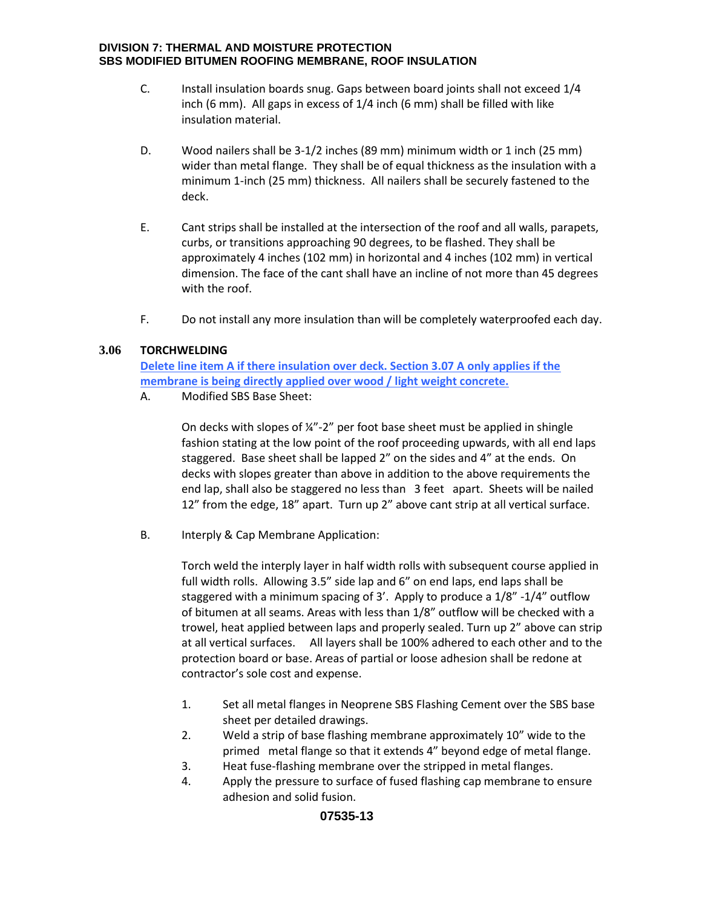C. Install insulation boards snug. Gaps between board joints shall not exceed 1/4 inch (6 mm). All gaps in excess of 1/4 inch (6 mm) shall be filled with like insulation material.

D. Wood nailers shall be 3-1/2 inches (89 mm) minimum width or 1 inch (25 mm) wider than metal flange. They shall be of equal thickness as the insulation with a minimum 1-inch (25 mm) thickness. All nailers shall be securely fastened to the deck.

E. Cant strips shall be installed at the intersection of the roof and all walls, parapets, curbs, or transitions approaching 90 degrees, to be flashed. They shall be approximately 4 inches (102 mm) in horizontal and 4 inches (102 mm) in vertical dimension. The face of the cant shall have an incline of not more than 45 degrees with the roof.

F. Do not install any more insulation than will be completely waterproofed each day.

### 3.06 TORCHWELDING

**Delete line item A if there insulation over deck. Section 3.07 A only applies if the membrane is being directly applied over wood / light weight concrete.**

A. Modified SBS Base Sheet:

On decks with slopes of ¼"-2" per foot base sheet must be applied in shingle fashion stating at the low point of the roof proceeding upwards, with all end laps staggered. Base sheet shall be lapped 2" on the sides and 4" at the ends. On decks with slopes greater than above in addition to the above requirements the end lap, shall also be staggered no less than 3 feet apart. Sheets will be nailed 12" from the edge, 18" apart. Turn up 2" above cant strip at all vertical surface.

B. Interply & Cap Membrane Application:

Torch weld the interply layer in half width rolls with subsequent course applied in full width rolls. Allowing 3.5" side lap and 6" on end laps, end laps shall be staggered with a minimum spacing of 3'. Apply to produce a 1/8" -1/4" outflow of bitumen at all seams. Areas with less than 1/8" outflow will be checked with a trowel, heat applied between laps and properly sealed. Turn up 2" above can strip at all vertical surfaces. All layers shall be 100% adhered to each other and to the protection board or base. Areas of partial or loose adhesion shall be redone at contractor's sole cost and expense.

1. Set all metal flanges in Neoprene SBS Flashing Cement over the SBS base sheet per detailed drawings.
2. Weld a strip of base flashing membrane approximately 10" wide to the primed metal flange so that it extends 4" beyond edge of metal flange.
3. Heat fuse-flashing membrane over the stripped in metal flanges.
4. Apply the pressure to surface of fused flashing cap membrane to ensure adhesion and solid fusion.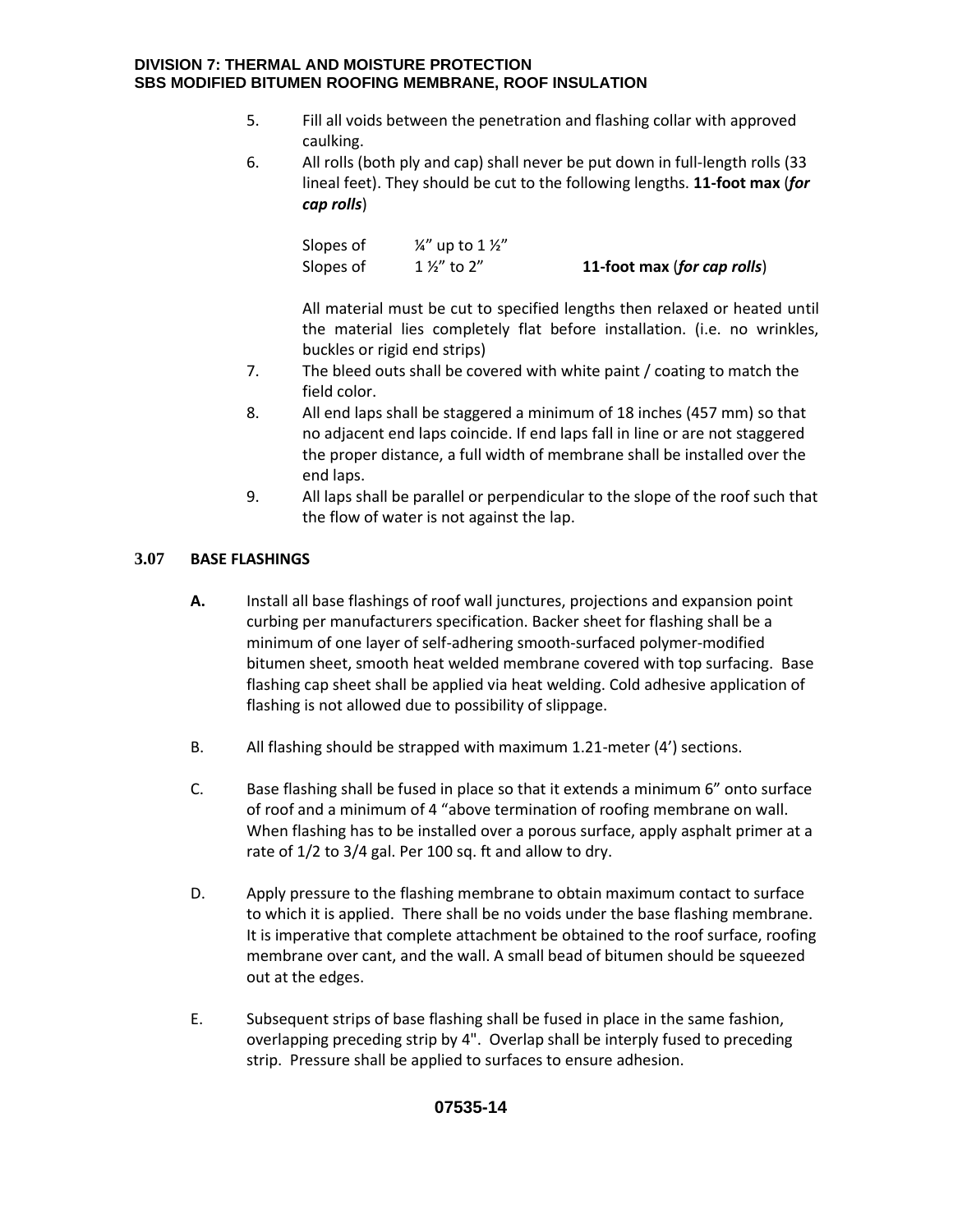5. Fill all voids between the penetration and flashing collar with approved caulking.
6. All rolls (both ply and cap) shall never be put down in full-length rolls (33 lineal feet). They should be cut to the following lengths. **11-foot max** (***for cap rolls***)

   | | | |
   |---|---|---|
   | Slopes of | ¼" up to 1 ½" | |
   | Slopes of | 1 ½" to 2" | **11-foot max** (***for cap rolls***) |

   All material must be cut to specified lengths then relaxed or heated until the material lies completely flat before installation. (i.e. no wrinkles, buckles or rigid end strips)
7. The bleed outs shall be covered with white paint / coating to match the field color.
8. All end laps shall be staggered a minimum of 18 inches (457 mm) so that no adjacent end laps coincide. If end laps fall in line or are not staggered the proper distance, a full width of membrane shall be installed over the end laps.
9. All laps shall be parallel or perpendicular to the slope of the roof such that the flow of water is not against the lap.

### 3.07 BASE FLASHINGS

**A.** Install all base flashings of roof wall junctures, projections and expansion point curbing per manufacturers specification. Backer sheet for flashing shall be a minimum of one layer of self-adhering smooth-surfaced polymer-modified bitumen sheet, smooth heat welded membrane covered with top surfacing. Base flashing cap sheet shall be applied via heat welding. Cold adhesive application of flashing is not allowed due to possibility of slippage.

B. All flashing should be strapped with maximum 1.21-meter (4') sections.

C. Base flashing shall be fused in place so that it extends a minimum 6" onto surface of roof and a minimum of 4 "above termination of roofing membrane on wall. When flashing has to be installed over a porous surface, apply asphalt primer at a rate of 1/2 to 3/4 gal. Per 100 sq. ft and allow to dry.

D. Apply pressure to the flashing membrane to obtain maximum contact to surface to which it is applied. There shall be no voids under the base flashing membrane. It is imperative that complete attachment be obtained to the roof surface, roofing membrane over cant, and the wall. A small bead of bitumen should be squeezed out at the edges.

E. Subsequent strips of base flashing shall be fused in place in the same fashion, overlapping preceding strip by 4". Overlap shall be interply fused to preceding strip. Pressure shall be applied to surfaces to ensure adhesion.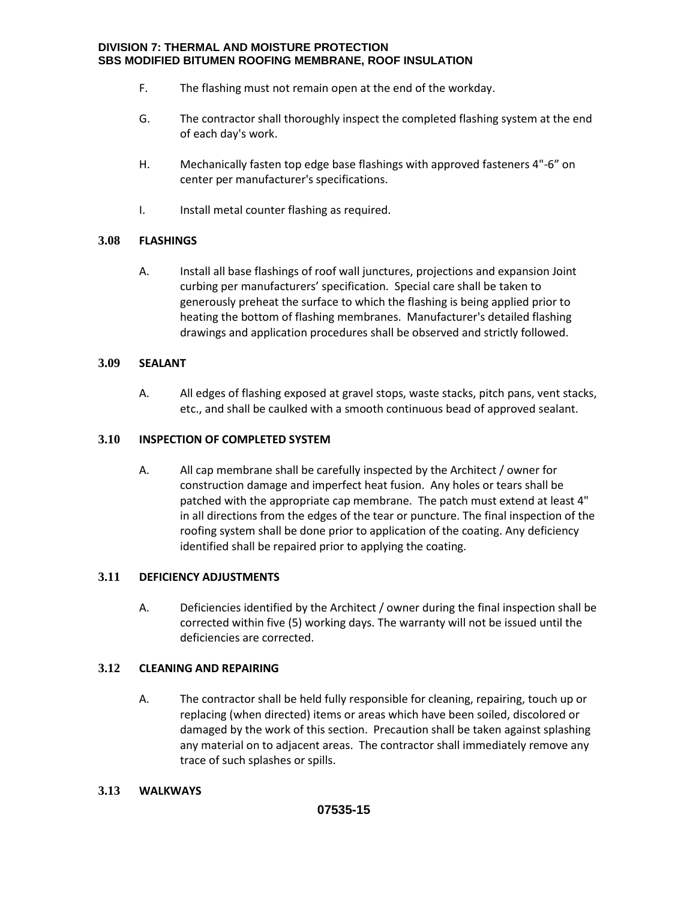F. The flashing must not remain open at the end of the workday.

G. The contractor shall thoroughly inspect the completed flashing system at the end of each day's work.

H. Mechanically fasten top edge base flashings with approved fasteners 4"-6" on center per manufacturer's specifications.

I. Install metal counter flashing as required.

### 3.08 FLASHINGS

A. Install all base flashings of roof wall junctures, projections and expansion Joint curbing per manufacturers' specification. Special care shall be taken to generously preheat the surface to which the flashing is being applied prior to heating the bottom of flashing membranes. Manufacturer's detailed flashing drawings and application procedures shall be observed and strictly followed.

### 3.09 SEALANT

A. All edges of flashing exposed at gravel stops, waste stacks, pitch pans, vent stacks, etc., and shall be caulked with a smooth continuous bead of approved sealant.

### 3.10 INSPECTION OF COMPLETED SYSTEM

A. All cap membrane shall be carefully inspected by the Architect / owner for construction damage and imperfect heat fusion. Any holes or tears shall be patched with the appropriate cap membrane. The patch must extend at least 4" in all directions from the edges of the tear or puncture. The final inspection of the roofing system shall be done prior to application of the coating. Any deficiency identified shall be repaired prior to applying the coating.

### 3.11 DEFICIENCY ADJUSTMENTS

A. Deficiencies identified by the Architect / owner during the final inspection shall be corrected within five (5) working days. The warranty will not be issued until the deficiencies are corrected.

### 3.12 CLEANING AND REPAIRING

A. The contractor shall be held fully responsible for cleaning, repairing, touch up or replacing (when directed) items or areas which have been soiled, discolored or damaged by the work of this section. Precaution shall be taken against splashing any material on to adjacent areas. The contractor shall immediately remove any trace of such splashes or spills.

### 3.13 WALKWAYS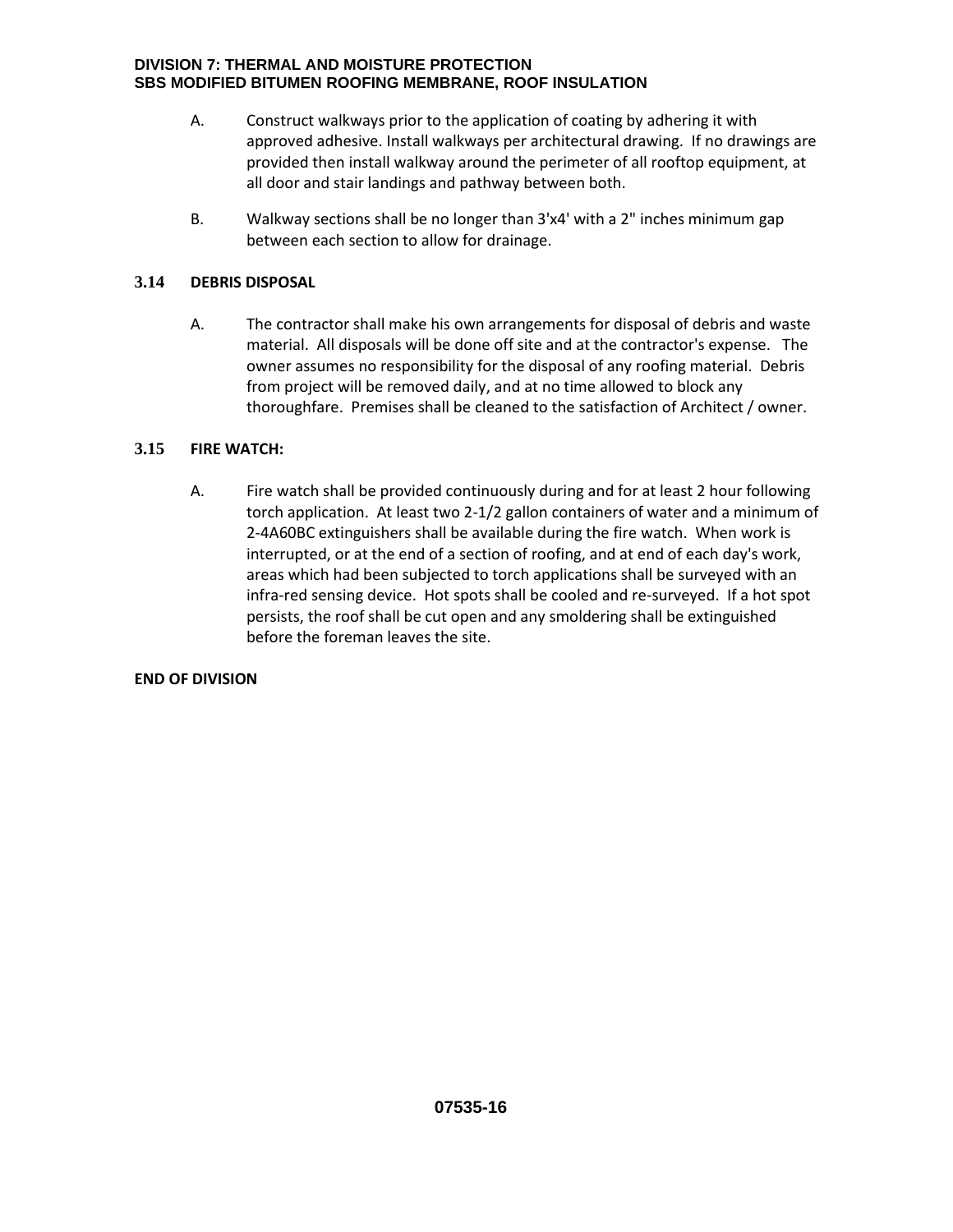A. Construct walkways prior to the application of coating by adhering it with approved adhesive. Install walkways per architectural drawing. If no drawings are provided then install walkway around the perimeter of all rooftop equipment, at all door and stair landings and pathway between both.

B. Walkway sections shall be no longer than 3'x4' with a 2" inches minimum gap between each section to allow for drainage.

### 3.14 DEBRIS DISPOSAL

A. The contractor shall make his own arrangements for disposal of debris and waste material. All disposals will be done off site and at the contractor's expense. The owner assumes no responsibility for the disposal of any roofing material. Debris from project will be removed daily, and at no time allowed to block any thoroughfare. Premises shall be cleaned to the satisfaction of Architect / owner.

### 3.15 FIRE WATCH:

A. Fire watch shall be provided continuously during and for at least 2 hour following torch application. At least two 2-1/2 gallon containers of water and a minimum of 2-4A60BC extinguishers shall be available during the fire watch. When work is interrupted, or at the end of a section of roofing, and at end of each day's work, areas which had been subjected to torch applications shall be surveyed with an infra-red sensing device. Hot spots shall be cooled and re-surveyed. If a hot spot persists, the roof shall be cut open and any smoldering shall be extinguished before the foreman leaves the site.

**END OF DIVISION**